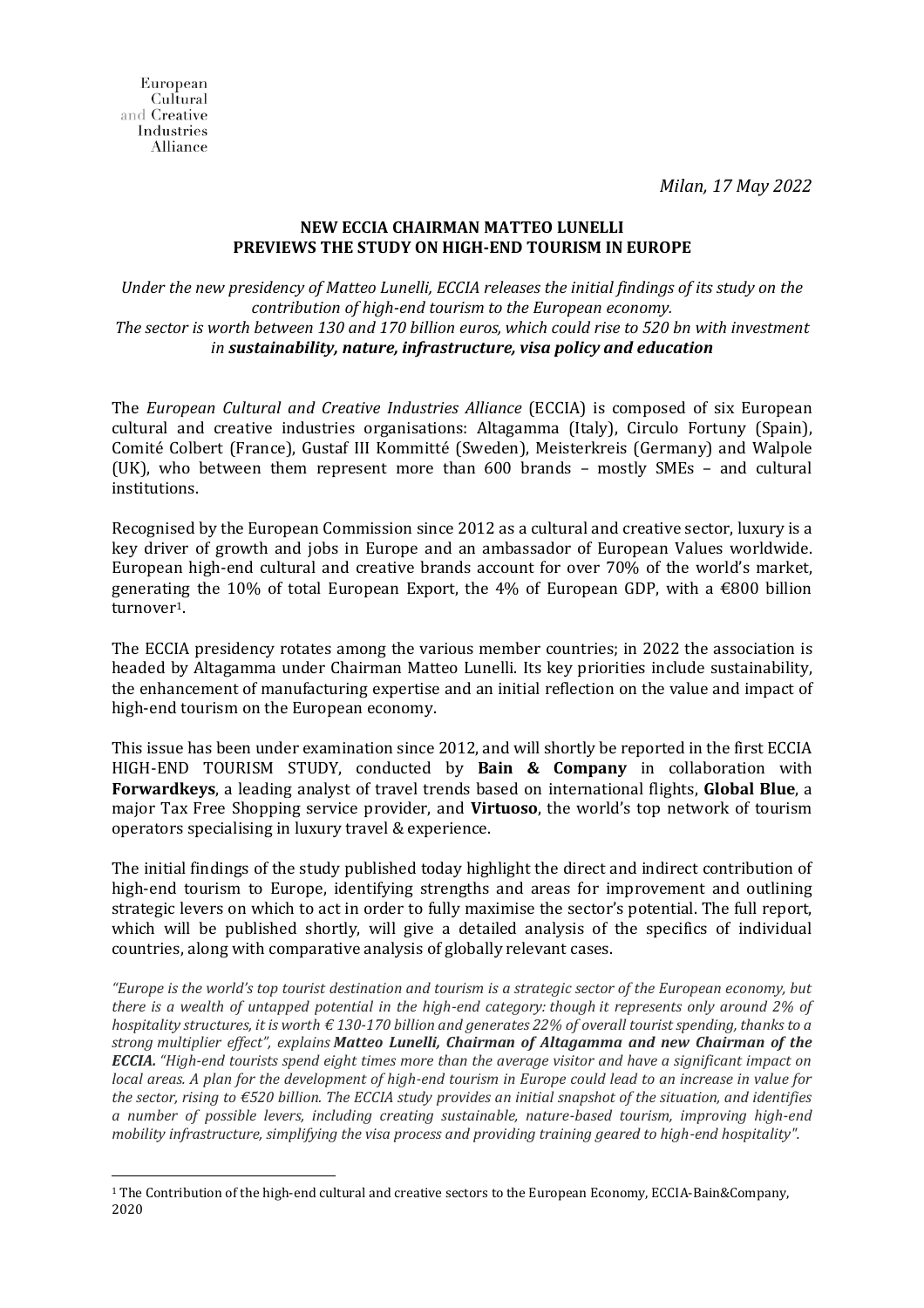European
Cultural
and Creative
Industries
Alliance

*Milan, 17 May 2022*

**NEW ECCIA CHAIRMAN MATTEO LUNELLI**
**PREVIEWS THE STUDY ON HIGH-END TOURISM IN EUROPE**

*Under the new presidency of Matteo Lunelli, ECCIA releases the initial findings of its study on the contribution of high-end tourism to the European economy.*
*The sector is worth between 130 and 170 billion euros, which could rise to 520 bn with investment in* ***sustainability, nature, infrastructure, visa policy and education***

The *European Cultural and Creative Industries Alliance* (ECCIA) is composed of six European cultural and creative industries organisations: Altagamma (Italy), Circulo Fortuny (Spain), Comité Colbert (France), Gustaf III Kommitté (Sweden), Meisterkreis (Germany) and Walpole (UK), who between them represent more than 600 brands – mostly SMEs – and cultural institutions.

Recognised by the European Commission since 2012 as a cultural and creative sector, luxury is a key driver of growth and jobs in Europe and an ambassador of European Values worldwide. European high-end cultural and creative brands account for over 70% of the world's market, generating the 10% of total European Export, the 4% of European GDP, with a €800 billion turnover[1].

The ECCIA presidency rotates among the various member countries; in 2022 the association is headed by Altagamma under Chairman Matteo Lunelli. Its key priorities include sustainability, the enhancement of manufacturing expertise and an initial reflection on the value and impact of high-end tourism on the European economy.

This issue has been under examination since 2012, and will shortly be reported in the first ECCIA HIGH-END TOURISM STUDY, conducted by **Bain & Company** in collaboration with **Forwardkeys**, a leading analyst of travel trends based on international flights, **Global Blue**, a major Tax Free Shopping service provider, and **Virtuoso**, the world's top network of tourism operators specialising in luxury travel & experience.

The initial findings of the study published today highlight the direct and indirect contribution of high-end tourism to Europe, identifying strengths and areas for improvement and outlining strategic levers on which to act in order to fully maximise the sector's potential. The full report, which will be published shortly, will give a detailed analysis of the specifics of individual countries, along with comparative analysis of globally relevant cases.

*"Europe is the world's top tourist destination and tourism is a strategic sector of the European economy, but there is a wealth of untapped potential in the high-end category: though it represents only around 2% of hospitality structures, it is worth € 130-170 billion and generates 22% of overall tourist spending, thanks to a strong multiplier effect", explains* ***Matteo Lunelli, Chairman of Altagamma and new Chairman of the ECCIA.*** *"High-end tourists spend eight times more than the average visitor and have a significant impact on local areas. A plan for the development of high-end tourism in Europe could lead to an increase in value for the sector, rising to €520 billion. The ECCIA study provides an initial snapshot of the situation, and identifies a number of possible levers, including creating sustainable, nature-based tourism, improving high-end mobility infrastructure, simplifying the visa process and providing training geared to high-end hospitality".*

[1] The Contribution of the high-end cultural and creative sectors to the European Economy, ECCIA-Bain&Company, 2020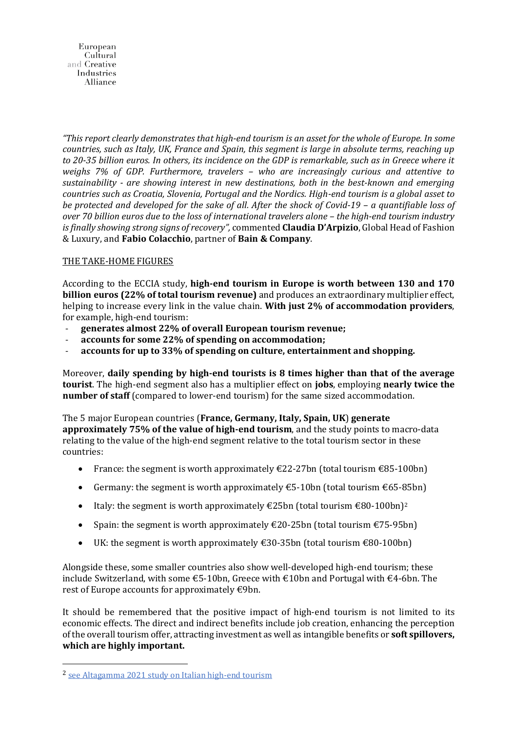*"This report clearly demonstrates that high-end tourism is an asset for the whole of Europe. In some countries, such as Italy, UK, France and Spain, this segment is large in absolute terms, reaching up to 20-35 billion euros. In others, its incidence on the GDP is remarkable, such as in Greece where it weighs 7% of GDP. Furthermore, travelers – who are increasingly curious and attentive to sustainability - are showing interest in new destinations, both in the best-known and emerging countries such as Croatia, Slovenia, Portugal and the Nordics. High-end tourism is a global asset to be protected and developed for the sake of all. After the shock of Covid-19 – a quantifiable loss of over 70 billion euros due to the loss of international travelers alone – the high-end tourism industry is finally showing strong signs of recovery"*, commented **Claudia D'Arpizio**, Global Head of Fashion & Luxury, and **Fabio Colacchio**, partner of **Bain & Company**.

THE TAKE-HOME FIGURES

According to the ECCIA study, **high-end tourism in Europe is worth between 130 and 170 billion euros (22% of total tourism revenue)** and produces an extraordinary multiplier effect, helping to increase every link in the value chain. **With just 2% of accommodation providers**, for example, high-end tourism:

- **generates almost 22% of overall European tourism revenue;**
- **accounts for some 22% of spending on accommodation;**
- **accounts for up to 33% of spending on culture, entertainment and shopping.**

Moreover, **daily spending by high-end tourists is 8 times higher than that of the average tourist**. The high-end segment also has a multiplier effect on **jobs**, employing **nearly twice the number of staff** (compared to lower-end tourism) for the same sized accommodation.

The 5 major European countries (**France, Germany, Italy, Spain, UK**) **generate approximately 75% of the value of high-end tourism**, and the study points to macro-data relating to the value of the high-end segment relative to the total tourism sector in these countries:

- France: the segment is worth approximately €22-27bn (total tourism €85-100bn)
- Germany: the segment is worth approximately €5-10bn (total tourism €65-85bn)
- Italy: the segment is worth approximately €25bn (total tourism €80-100bn)[2]
- Spain: the segment is worth approximately €20-25bn (total tourism €75-95bn)
- UK: the segment is worth approximately €30-35bn (total tourism €80-100bn)

Alongside these, some smaller countries also show well-developed high-end tourism; these include Switzerland, with some €5-10bn, Greece with €10bn and Portugal with €4-6bn. The rest of Europe accounts for approximately €9bn.

It should be remembered that the positive impact of high-end tourism is not limited to its economic effects. The direct and indirect benefits include job creation, enhancing the perception of the overall tourism offer, attracting investment as well as intangible benefits or **soft spillovers, which are highly important.**

---

[2] see Altagamma 2021 study on Italian high-end tourism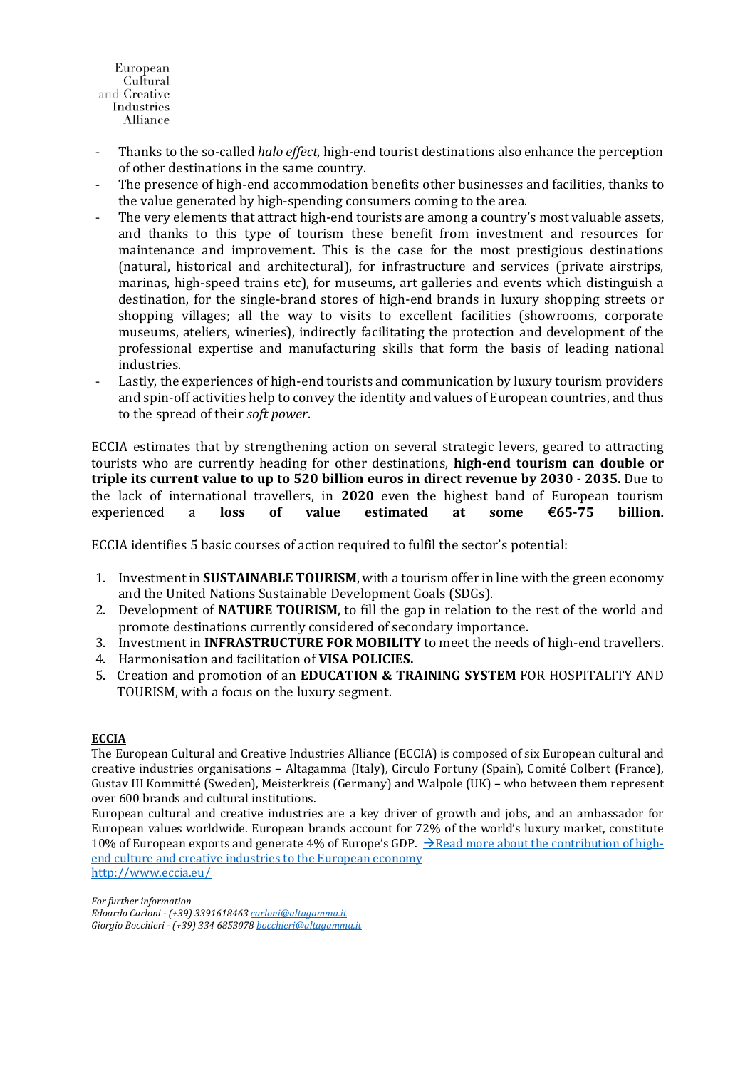- Thanks to the so-called *halo effect*, high-end tourist destinations also enhance the perception of other destinations in the same country.
- The presence of high-end accommodation benefits other businesses and facilities, thanks to the value generated by high-spending consumers coming to the area.
- The very elements that attract high-end tourists are among a country's most valuable assets, and thanks to this type of tourism these benefit from investment and resources for maintenance and improvement. This is the case for the most prestigious destinations (natural, historical and architectural), for infrastructure and services (private airstrips, marinas, high-speed trains etc), for museums, art galleries and events which distinguish a destination, for the single-brand stores of high-end brands in luxury shopping streets or shopping villages; all the way to visits to excellent facilities (showrooms, corporate museums, ateliers, wineries), indirectly facilitating the protection and development of the professional expertise and manufacturing skills that form the basis of leading national industries.
- Lastly, the experiences of high-end tourists and communication by luxury tourism providers and spin-off activities help to convey the identity and values of European countries, and thus to the spread of their *soft power*.

ECCIA estimates that by strengthening action on several strategic levers, geared to attracting tourists who are currently heading for other destinations, **high-end tourism can double or triple its current value to up to 520 billion euros in direct revenue by 2030 - 2035.** Due to the lack of international travellers, in **2020** even the highest band of European tourism experienced a **loss of value estimated at some €65-75 billion.**

ECCIA identifies 5 basic courses of action required to fulfil the sector's potential:

1. Investment in **SUSTAINABLE TOURISM**, with a tourism offer in line with the green economy and the United Nations Sustainable Development Goals (SDGs).
2. Development of **NATURE TOURISM**, to fill the gap in relation to the rest of the world and promote destinations currently considered of secondary importance.
3. Investment in **INFRASTRUCTURE FOR MOBILITY** to meet the needs of high-end travellers.
4. Harmonisation and facilitation of **VISA POLICIES.**
5. Creation and promotion of an **EDUCATION & TRAINING SYSTEM** FOR HOSPITALITY AND TOURISM, with a focus on the luxury segment.

**ECCIA**

The European Cultural and Creative Industries Alliance (ECCIA) is composed of six European cultural and creative industries organisations – Altagamma (Italy), Circulo Fortuny (Spain), Comité Colbert (France), Gustav III Kommitté (Sweden), Meisterkreis (Germany) and Walpole (UK) – who between them represent over 600 brands and cultural institutions.

European cultural and creative industries are a key driver of growth and jobs, and an ambassador for European values worldwide. European brands account for 72% of the world's luxury market, constitute 10% of European exports and generate 4% of Europe's GDP. →Read more about the contribution of high-end culture and creative industries to the European economy

http://www.eccia.eu/

*For further information*
*Edoardo Carloni - (+39) 3391618463 carloni@altagamma.it*
*Giorgio Bocchieri - (+39) 334 6853078 bocchieri@altagamma.it*